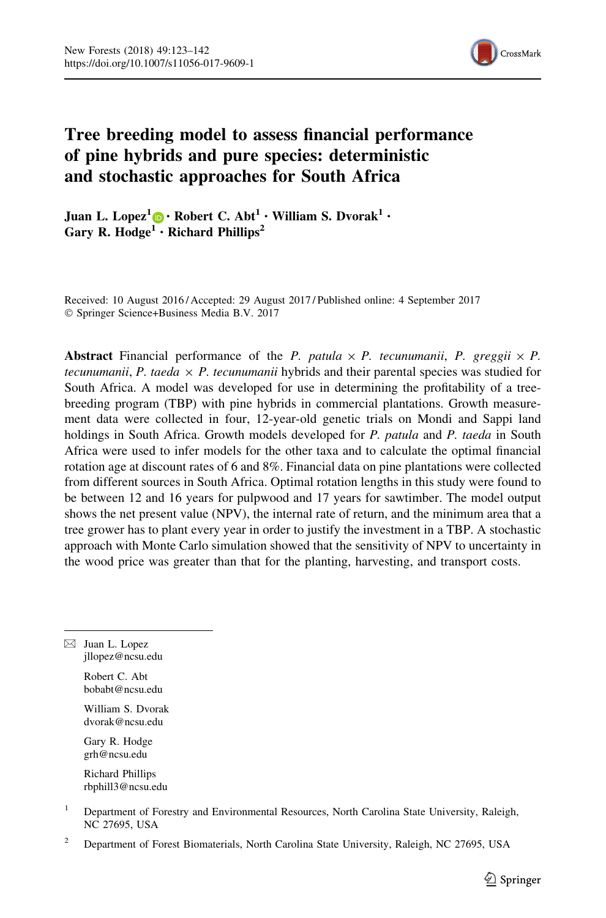# Tree breeding model to assess financial performance of pine hybrids and pure species: deterministic and stochastic approaches for South Africa

**Juan L. Lopez**[1] · **Robert C. Abt**[1] · **William S. Dvorak**[1] · **Gary R. Hodge**[1] · **Richard Phillips**[2]

Received: 10 August 2016 / Accepted: 29 August 2017 / Published online: 4 September 2017
© Springer Science+Business Media B.V. 2017

**Abstract** Financial performance of the *P. patula* × *P. tecunumanii*, *P. greggii* × *P. tecunumanii*, *P. taeda* × *P. tecunumanii* hybrids and their parental species was studied for South Africa. A model was developed for use in determining the profitability of a tree-breeding program (TBP) with pine hybrids in commercial plantations. Growth measurement data were collected in four, 12-year-old genetic trials on Mondi and Sappi land holdings in South Africa. Growth models developed for *P. patula* and *P. taeda* in South Africa were used to infer models for the other taxa and to calculate the optimal financial rotation age at discount rates of 6 and 8%. Financial data on pine plantations were collected from different sources in South Africa. Optimal rotation lengths in this study were found to be between 12 and 16 years for pulpwood and 17 years for sawtimber. The model output shows the net present value (NPV), the internal rate of return, and the minimum area that a tree grower has to plant every year in order to justify the investment in a TBP. A stochastic approach with Monte Carlo simulation showed that the sensitivity of NPV to uncertainty in the wood price was greater than that for the planting, harvesting, and transport costs.

---

✉ Juan L. Lopez
jllopez@ncsu.edu

Robert C. Abt
bobabt@ncsu.edu

William S. Dvorak
dvorak@ncsu.edu

Gary R. Hodge
grh@ncsu.edu

Richard Phillips
rbphill3@ncsu.edu

[1] Department of Forestry and Environmental Resources, North Carolina State University, Raleigh, NC 27695, USA

[2] Department of Forest Biomaterials, North Carolina State University, Raleigh, NC 27695, USA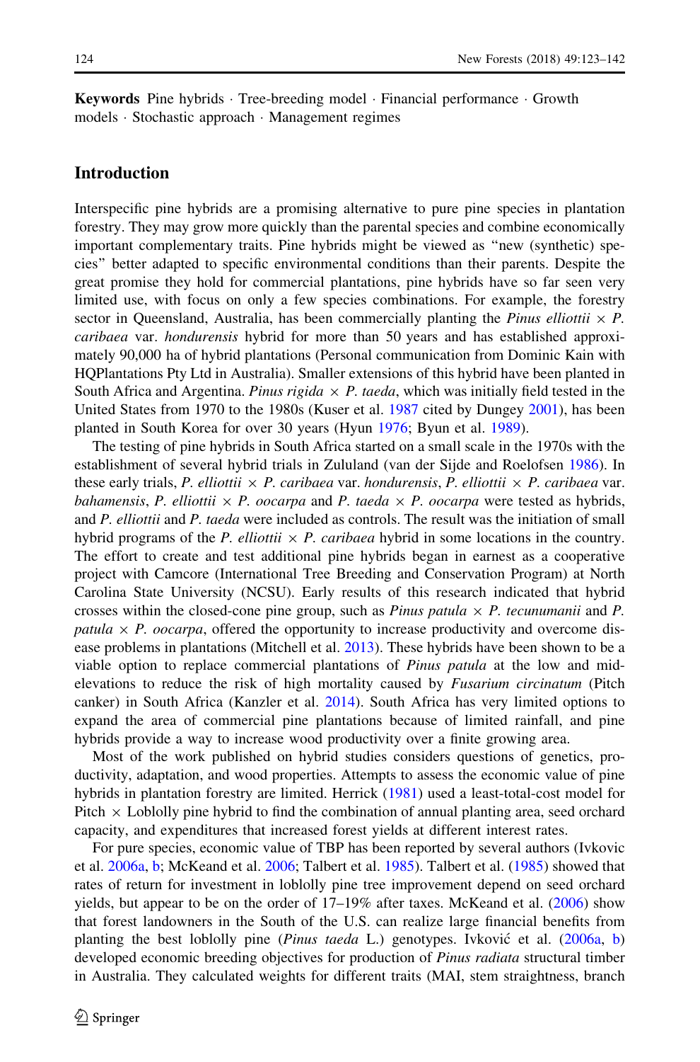**Keywords** Pine hybrids · Tree-breeding model · Financial performance · Growth models · Stochastic approach · Management regimes

## Introduction

Interspecific pine hybrids are a promising alternative to pure pine species in plantation forestry. They may grow more quickly than the parental species and combine economically important complementary traits. Pine hybrids might be viewed as "new (synthetic) species" better adapted to specific environmental conditions than their parents. Despite the great promise they hold for commercial plantations, pine hybrids have so far seen very limited use, with focus on only a few species combinations. For example, the forestry sector in Queensland, Australia, has been commercially planting the *Pinus elliottii* × *P. caribaea* var. *hondurensis* hybrid for more than 50 years and has established approximately 90,000 ha of hybrid plantations (Personal communication from Dominic Kain with HQPlantations Pty Ltd in Australia). Smaller extensions of this hybrid have been planted in South Africa and Argentina. *Pinus rigida* × *P. taeda*, which was initially field tested in the United States from 1970 to the 1980s (Kuser et al. 1987 cited by Dungey 2001), has been planted in South Korea for over 30 years (Hyun 1976; Byun et al. 1989).

The testing of pine hybrids in South Africa started on a small scale in the 1970s with the establishment of several hybrid trials in Zululand (van der Sijde and Roelofsen 1986). In these early trials, *P. elliottii* × *P. caribaea* var. *hondurensis*, *P. elliottii* × *P. caribaea* var. *bahamensis*, *P. elliottii* × *P. oocarpa* and *P. taeda* × *P. oocarpa* were tested as hybrids, and *P. elliottii* and *P. taeda* were included as controls. The result was the initiation of small hybrid programs of the *P. elliottii* × *P. caribaea* hybrid in some locations in the country. The effort to create and test additional pine hybrids began in earnest as a cooperative project with Camcore (International Tree Breeding and Conservation Program) at North Carolina State University (NCSU). Early results of this research indicated that hybrid crosses within the closed-cone pine group, such as *Pinus patula* × *P. tecunumanii* and *P. patula* × *P. oocarpa*, offered the opportunity to increase productivity and overcome disease problems in plantations (Mitchell et al. 2013). These hybrids have been shown to be a viable option to replace commercial plantations of *Pinus patula* at the low and mid-elevations to reduce the risk of high mortality caused by *Fusarium circinatum* (Pitch canker) in South Africa (Kanzler et al. 2014). South Africa has very limited options to expand the area of commercial pine plantations because of limited rainfall, and pine hybrids provide a way to increase wood productivity over a finite growing area.

Most of the work published on hybrid studies considers questions of genetics, productivity, adaptation, and wood properties. Attempts to assess the economic value of pine hybrids in plantation forestry are limited. Herrick (1981) used a least-total-cost model for Pitch × Loblolly pine hybrid to find the combination of annual planting area, seed orchard capacity, and expenditures that increased forest yields at different interest rates.

For pure species, economic value of TBP has been reported by several authors (Ivkovic et al. 2006a, b; McKeand et al. 2006; Talbert et al. 1985). Talbert et al. (1985) showed that rates of return for investment in loblolly pine tree improvement depend on seed orchard yields, but appear to be on the order of 17–19% after taxes. McKeand et al. (2006) show that forest landowners in the South of the U.S. can realize large financial benefits from planting the best loblolly pine (*Pinus taeda* L.) genotypes. Ivković et al. (2006a, b) developed economic breeding objectives for production of *Pinus radiata* structural timber in Australia. They calculated weights for different traits (MAI, stem straightness, branch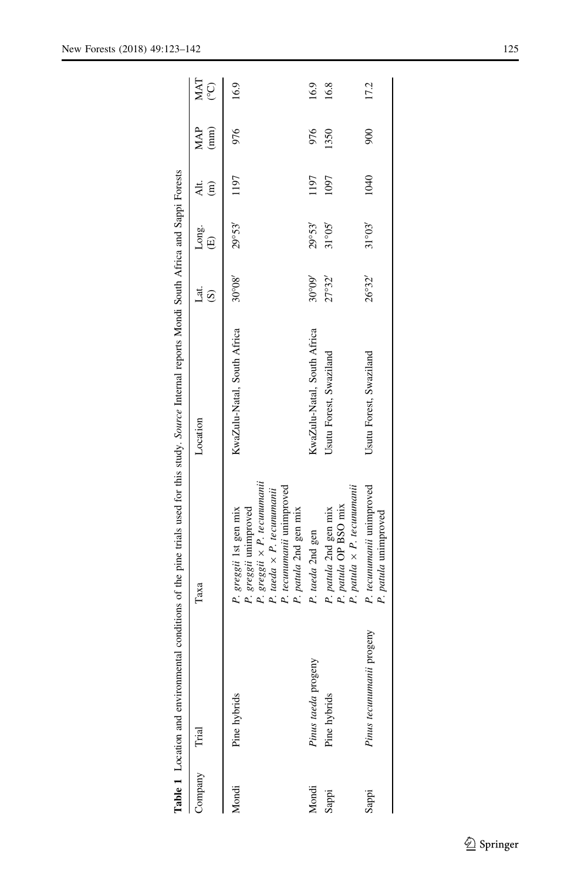**Table 1** Location and environmental conditions of the pine trials used for this study. *Source* Internal reports Mondi South Africa and Sappi Forests

| Company | Trial | Taxa | Location | Lat. (S) | Long. (E) | Alt. (m) | MAP (mm) | MAT (°C) |
|---|---|---|---|---|---|---|---|---|
| Mondi | Pine hybrids | *P. greggii* 1st gen mix<br>*P. greggii* unimproved<br>*P. greggii* × *P. tecunumanii*<br>*P. taeda* × *P. tecunumanii*<br>*P. tecunumanii* unimproved<br>*P. patula* 2nd gen mix | KwaZulu-Natal, South Africa | 30°08′ | 29°53′ | 1197 | 976 | 16.9 |
| Mondi | *Pinus taeda* progeny | *P. taeda* 2nd gen | KwaZulu-Natal, South Africa | 30°09′ | 29°53′ | 1197 | 976 | 16.9 |
| Sappi | Pine hybrids | *P. patula* 2nd gen mix<br>*P. patula* OP BSO mix<br>*P. patula* × *P. tecunumanii* | Usutu Forest, Swaziland | 27°32′ | 31°05′ | 1097 | 1350 | 16.8 |
| Sappi | *Pinus tecunumanii* progeny | *P. tecunumanii* unimproved<br>*P. patula* unimproved | Usutu Forest, Swaziland | 26°32′ | 31°03′ | 1040 | 900 | 17.2 |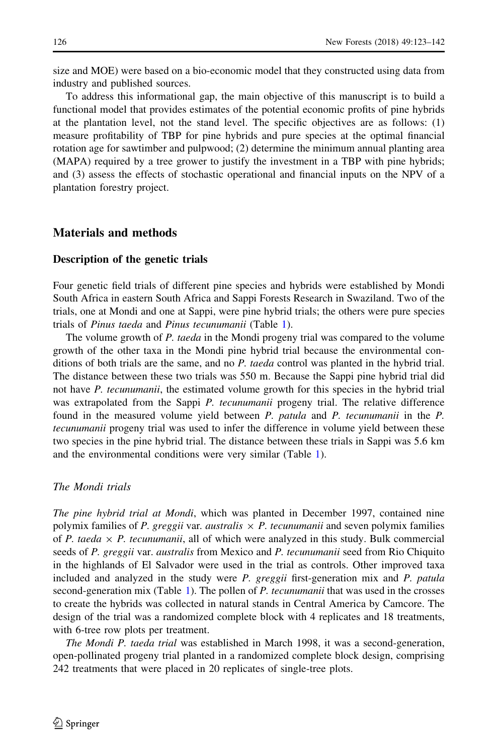size and MOE) were based on a bio-economic model that they constructed using data from industry and published sources.

To address this informational gap, the main objective of this manuscript is to build a functional model that provides estimates of the potential economic profits of pine hybrids at the plantation level, not the stand level. The specific objectives are as follows: (1) measure profitability of TBP for pine hybrids and pure species at the optimal financial rotation age for sawtimber and pulpwood; (2) determine the minimum annual planting area (MAPA) required by a tree grower to justify the investment in a TBP with pine hybrids; and (3) assess the effects of stochastic operational and financial inputs on the NPV of a plantation forestry project.

## Materials and methods

### Description of the genetic trials

Four genetic field trials of different pine species and hybrids were established by Mondi South Africa in eastern South Africa and Sappi Forests Research in Swaziland. Two of the trials, one at Mondi and one at Sappi, were pine hybrid trials; the others were pure species trials of *Pinus taeda* and *Pinus tecunumanii* (Table 1).

The volume growth of *P. taeda* in the Mondi progeny trial was compared to the volume growth of the other taxa in the Mondi pine hybrid trial because the environmental conditions of both trials are the same, and no *P. taeda* control was planted in the hybrid trial. The distance between these two trials was 550 m. Because the Sappi pine hybrid trial did not have *P. tecunumanii*, the estimated volume growth for this species in the hybrid trial was extrapolated from the Sappi *P. tecunumanii* progeny trial. The relative difference found in the measured volume yield between *P. patula* and *P. tecunumanii* in the *P. tecunumanii* progeny trial was used to infer the difference in volume yield between these two species in the pine hybrid trial. The distance between these trials in Sappi was 5.6 km and the environmental conditions were very similar (Table 1).

#### *The Mondi trials*

*The pine hybrid trial at Mondi*, which was planted in December 1997, contained nine polymix families of *P. greggii* var. *australis* × *P. tecunumanii* and seven polymix families of *P. taeda* × *P. tecunumanii*, all of which were analyzed in this study. Bulk commercial seeds of *P. greggii* var. *australis* from Mexico and *P. tecunumanii* seed from Rio Chiquito in the highlands of El Salvador were used in the trial as controls. Other improved taxa included and analyzed in the study were *P. greggii* first-generation mix and *P. patula* second-generation mix (Table 1). The pollen of *P. tecunumanii* that was used in the crosses to create the hybrids was collected in natural stands in Central America by Camcore. The design of the trial was a randomized complete block with 4 replicates and 18 treatments, with 6-tree row plots per treatment.

*The Mondi P. taeda trial* was established in March 1998, it was a second-generation, open-pollinated progeny trial planted in a randomized complete block design, comprising 242 treatments that were placed in 20 replicates of single-tree plots.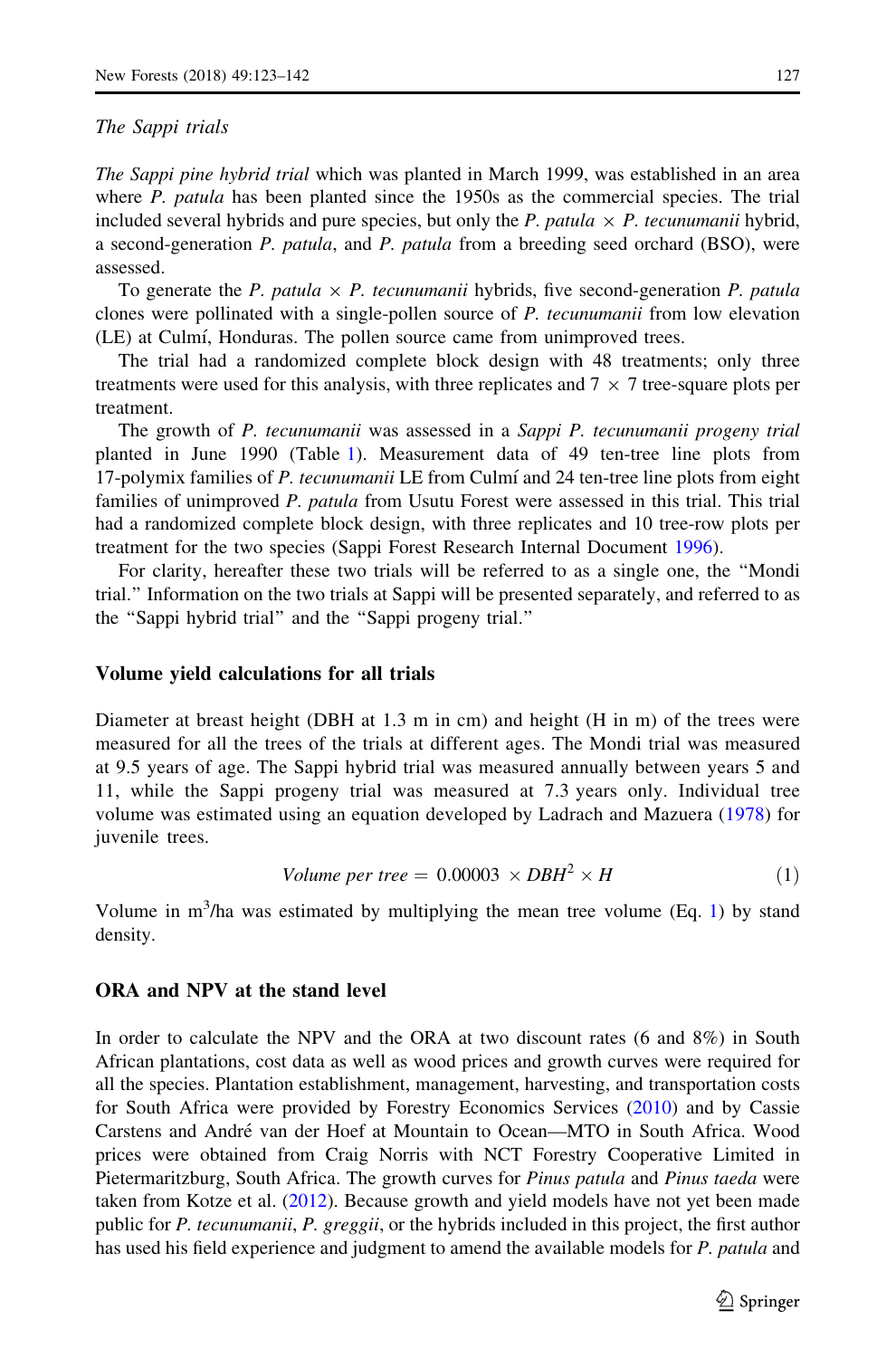*The Sappi trials*

*The Sappi pine hybrid trial* which was planted in March 1999, was established in an area where *P. patula* has been planted since the 1950s as the commercial species. The trial included several hybrids and pure species, but only the *P. patula* × *P. tecunumanii* hybrid, a second-generation *P. patula*, and *P. patula* from a breeding seed orchard (BSO), were assessed.

To generate the *P. patula* × *P. tecunumanii* hybrids, five second-generation *P. patula* clones were pollinated with a single-pollen source of *P. tecunumanii* from low elevation (LE) at Culmí, Honduras. The pollen source came from unimproved trees.

The trial had a randomized complete block design with 48 treatments; only three treatments were used for this analysis, with three replicates and 7 × 7 tree-square plots per treatment.

The growth of *P. tecunumanii* was assessed in a *Sappi P. tecunumanii progeny trial* planted in June 1990 (Table 1). Measurement data of 49 ten-tree line plots from 17-polymix families of *P. tecunumanii* LE from Culmí and 24 ten-tree line plots from eight families of unimproved *P. patula* from Usutu Forest were assessed in this trial. This trial had a randomized complete block design, with three replicates and 10 tree-row plots per treatment for the two species (Sappi Forest Research Internal Document 1996).

For clarity, hereafter these two trials will be referred to as a single one, the "Mondi trial." Information on the two trials at Sappi will be presented separately, and referred to as the "Sappi hybrid trial" and the "Sappi progeny trial."

## Volume yield calculations for all trials

Diameter at breast height (DBH at 1.3 m in cm) and height (H in m) of the trees were measured for all the trees of the trials at different ages. The Mondi trial was measured at 9.5 years of age. The Sappi hybrid trial was measured annually between years 5 and 11, while the Sappi progeny trial was measured at 7.3 years only. Individual tree volume was estimated using an equation developed by Ladrach and Mazuera (1978) for juvenile trees.

$$\textit{Volume per tree} = 0.00003 \times DBH^2 \times H \tag{1}$$

Volume in $m^3$/ha was estimated by multiplying the mean tree volume (Eq. 1) by stand density.

## ORA and NPV at the stand level

In order to calculate the NPV and the ORA at two discount rates (6 and 8%) in South African plantations, cost data as well as wood prices and growth curves were required for all the species. Plantation establishment, management, harvesting, and transportation costs for South Africa were provided by Forestry Economics Services (2010) and by Cassie Carstens and André van der Hoef at Mountain to Ocean—MTO in South Africa. Wood prices were obtained from Craig Norris with NCT Forestry Cooperative Limited in Pietermaritzburg, South Africa. The growth curves for *Pinus patula* and *Pinus taeda* were taken from Kotze et al. (2012). Because growth and yield models have not yet been made public for *P. tecunumanii*, *P. greggii*, or the hybrids included in this project, the first author has used his field experience and judgment to amend the available models for *P. patula* and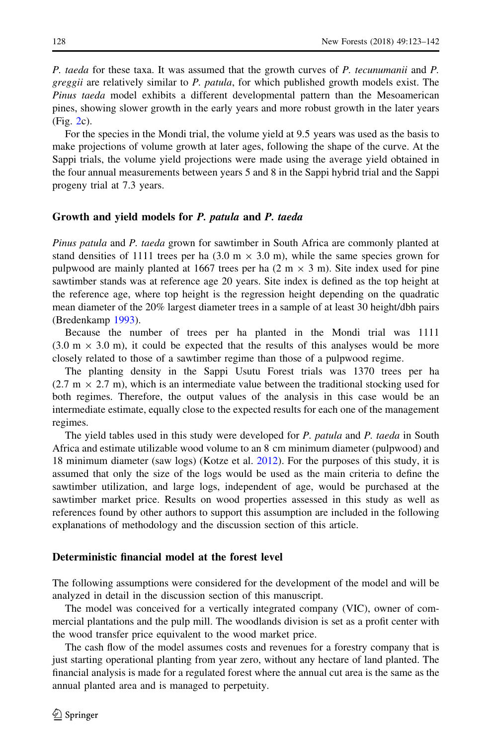*P. taeda* for these taxa. It was assumed that the growth curves of *P. tecunumanii* and *P. greggii* are relatively similar to *P. patula*, for which published growth models exist. The *Pinus taeda* model exhibits a different developmental pattern than the Mesoamerican pines, showing slower growth in the early years and more robust growth in the later years (Fig. 2c).

For the species in the Mondi trial, the volume yield at 9.5 years was used as the basis to make projections of volume growth at later ages, following the shape of the curve. At the Sappi trials, the volume yield projections were made using the average yield obtained in the four annual measurements between years 5 and 8 in the Sappi hybrid trial and the Sappi progeny trial at 7.3 years.

### Growth and yield models for *P. patula* and *P. taeda*

*Pinus patula* and *P. taeda* grown for sawtimber in South Africa are commonly planted at stand densities of 1111 trees per ha (3.0 m × 3.0 m), while the same species grown for pulpwood are mainly planted at 1667 trees per ha (2 m × 3 m). Site index used for pine sawtimber stands was at reference age 20 years. Site index is defined as the top height at the reference age, where top height is the regression height depending on the quadratic mean diameter of the 20% largest diameter trees in a sample of at least 30 height/dbh pairs (Bredenkamp 1993).

Because the number of trees per ha planted in the Mondi trial was 1111 (3.0 m × 3.0 m), it could be expected that the results of this analyses would be more closely related to those of a sawtimber regime than those of a pulpwood regime.

The planting density in the Sappi Usutu Forest trials was 1370 trees per ha (2.7 m × 2.7 m), which is an intermediate value between the traditional stocking used for both regimes. Therefore, the output values of the analysis in this case would be an intermediate estimate, equally close to the expected results for each one of the management regimes.

The yield tables used in this study were developed for *P. patula* and *P. taeda* in South Africa and estimate utilizable wood volume to an 8 cm minimum diameter (pulpwood) and 18 minimum diameter (saw logs) (Kotze et al. 2012). For the purposes of this study, it is assumed that only the size of the logs would be used as the main criteria to define the sawtimber utilization, and large logs, independent of age, would be purchased at the sawtimber market price. Results on wood properties assessed in this study as well as references found by other authors to support this assumption are included in the following explanations of methodology and the discussion section of this article.

### Deterministic financial model at the forest level

The following assumptions were considered for the development of the model and will be analyzed in detail in the discussion section of this manuscript.

The model was conceived for a vertically integrated company (VIC), owner of commercial plantations and the pulp mill. The woodlands division is set as a profit center with the wood transfer price equivalent to the wood market price.

The cash flow of the model assumes costs and revenues for a forestry company that is just starting operational planting from year zero, without any hectare of land planted. The financial analysis is made for a regulated forest where the annual cut area is the same as the annual planted area and is managed to perpetuity.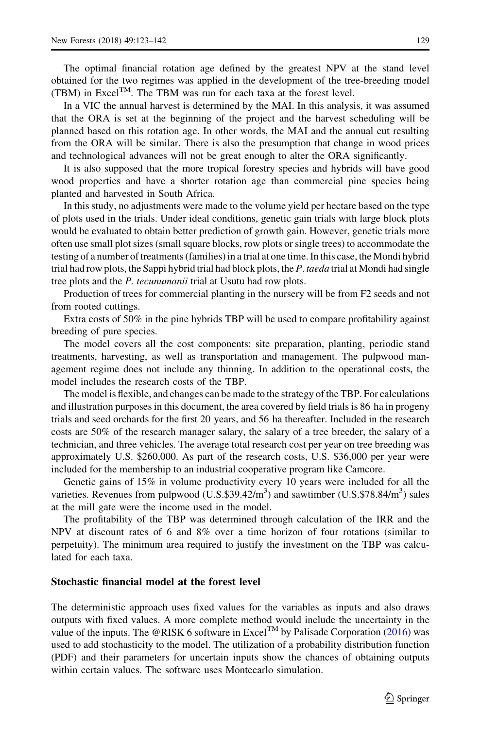The optimal financial rotation age defined by the greatest NPV at the stand level obtained for the two regimes was applied in the development of the tree-breeding model (TBM) in Excel™. The TBM was run for each taxa at the forest level.

In a VIC the annual harvest is determined by the MAI. In this analysis, it was assumed that the ORA is set at the beginning of the project and the harvest scheduling will be planned based on this rotation age. In other words, the MAI and the annual cut resulting from the ORA will be similar. There is also the presumption that change in wood prices and technological advances will not be great enough to alter the ORA significantly.

It is also supposed that the more tropical forestry species and hybrids will have good wood properties and have a shorter rotation age than commercial pine species being planted and harvested in South Africa.

In this study, no adjustments were made to the volume yield per hectare based on the type of plots used in the trials. Under ideal conditions, genetic gain trials with large block plots would be evaluated to obtain better prediction of growth gain. However, genetic trials more often use small plot sizes (small square blocks, row plots or single trees) to accommodate the testing of a number of treatments (families) in a trial at one time. In this case, the Mondi hybrid trial had row plots, the Sappi hybrid trial had block plots, the *P. taeda* trial at Mondi had single tree plots and the *P. tecunumanii* trial at Usutu had row plots.

Production of trees for commercial planting in the nursery will be from F2 seeds and not from rooted cuttings.

Extra costs of 50% in the pine hybrids TBP will be used to compare profitability against breeding of pure species.

The model covers all the cost components: site preparation, planting, periodic stand treatments, harvesting, as well as transportation and management. The pulpwood management regime does not include any thinning. In addition to the operational costs, the model includes the research costs of the TBP.

The model is flexible, and changes can be made to the strategy of the TBP. For calculations and illustration purposes in this document, the area covered by field trials is 86 ha in progeny trials and seed orchards for the first 20 years, and 56 ha thereafter. Included in the research costs are 50% of the research manager salary, the salary of a tree breeder, the salary of a technician, and three vehicles. The average total research cost per year on tree breeding was approximately U.S. \$260,000. As part of the research costs, U.S. \$36,000 per year were included for the membership to an industrial cooperative program like Camcore.

Genetic gains of 15% in volume productivity every 10 years were included for all the varieties. Revenues from pulpwood (U.S.\$39.42/$m^3$) and sawtimber (U.S.\$78.84/$m^3$) sales at the mill gate were the income used in the model.

The profitability of the TBP was determined through calculation of the IRR and the NPV at discount rates of 6 and 8% over a time horizon of four rotations (similar to perpetuity). The minimum area required to justify the investment on the TBP was calculated for each taxa.

## Stochastic financial model at the forest level

The deterministic approach uses fixed values for the variables as inputs and also draws outputs with fixed values. A more complete method would include the uncertainty in the value of the inputs. The @RISK 6 software in Excel™ by Palisade Corporation (2016) was used to add stochasticity to the model. The utilization of a probability distribution function (PDF) and their parameters for uncertain inputs show the chances of obtaining outputs within certain values. The software uses Montecarlo simulation.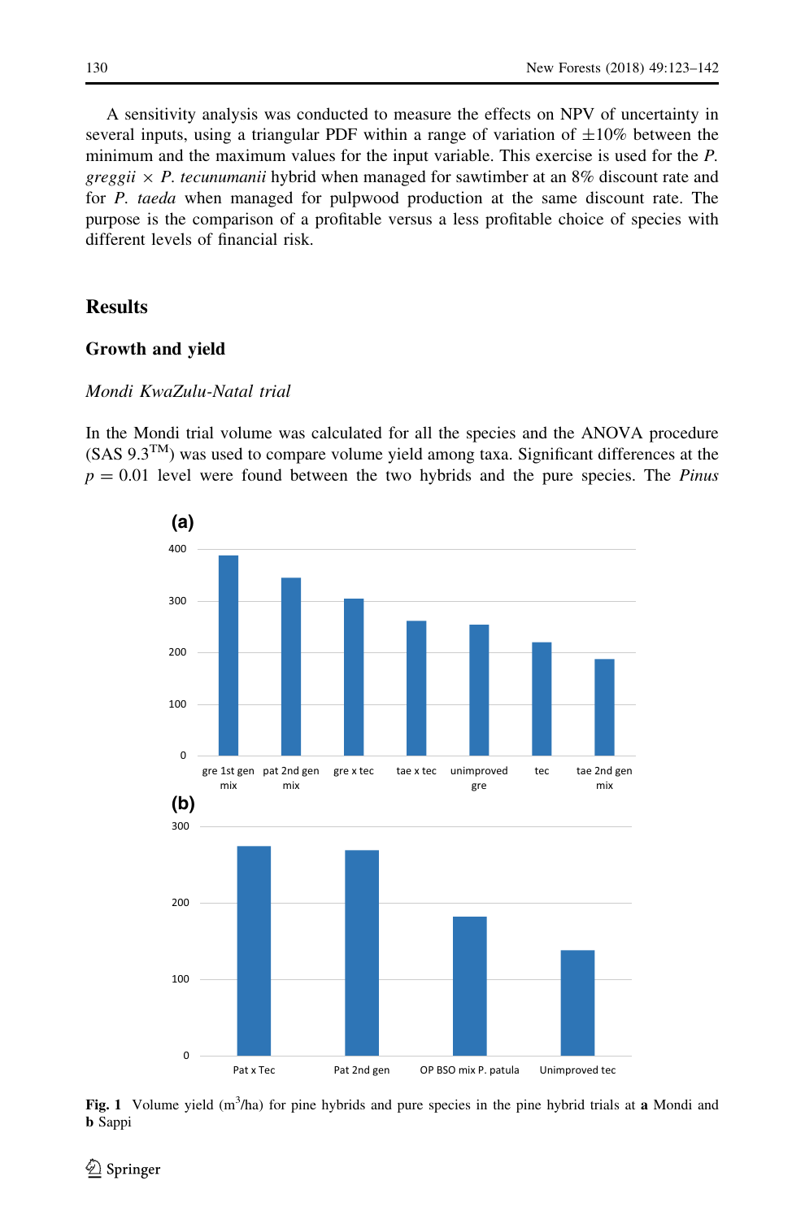A sensitivity analysis was conducted to measure the effects on NPV of uncertainty in several inputs, using a triangular PDF within a range of variation of ±10% between the minimum and the maximum values for the input variable. This exercise is used for the *P. greggii* × *P. tecunumanii* hybrid when managed for sawtimber at an 8% discount rate and for *P. taeda* when managed for pulpwood production at the same discount rate. The purpose is the comparison of a profitable versus a less profitable choice of species with different levels of financial risk.

## Results

### Growth and yield

#### *Mondi KwaZulu-Natal trial*

In the Mondi trial volume was calculated for all the species and the ANOVA procedure (SAS 9.3™) was used to compare volume yield among taxa. Significant differences at the $p = 0.01$ level were found between the two hybrids and the pure species. The *Pinus*

**Fig. 1** Volume yield ($m^3$/ha) for pine hybrids and pure species in the pine hybrid trials at **a** Mondi and **b** Sappi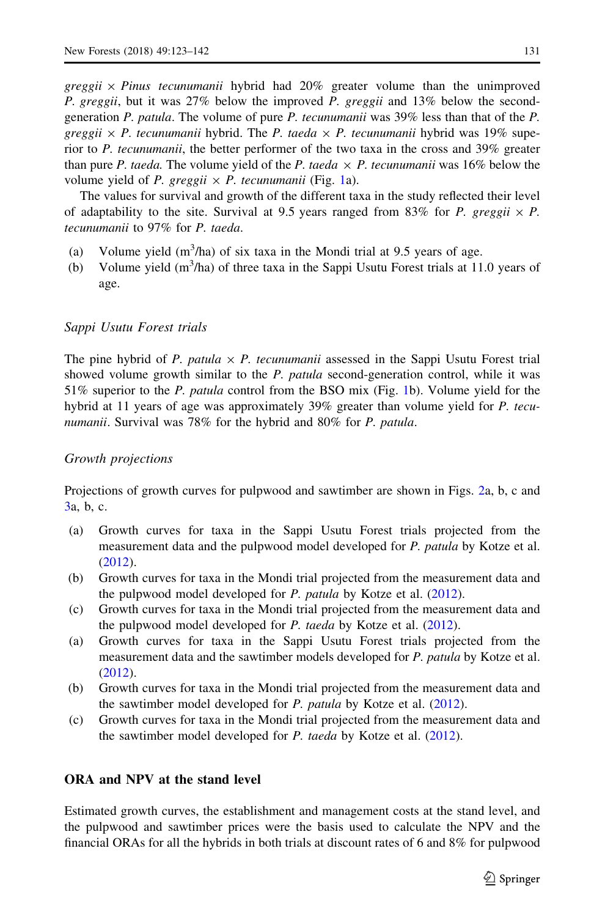*greggii* × *Pinus tecunumanii* hybrid had 20% greater volume than the unimproved *P. greggii*, but it was 27% below the improved *P. greggii* and 13% below the second-generation *P. patula*. The volume of pure *P. tecunumanii* was 39% less than that of the *P. greggii* × *P. tecunumanii* hybrid. The *P. taeda* × *P. tecunumanii* hybrid was 19% superior to *P. tecunumanii*, the better performer of the two taxa in the cross and 39% greater than pure *P. taeda.* The volume yield of the *P. taeda* × *P. tecunumanii* was 16% below the volume yield of *P. greggii* × *P. tecunumanii* (Fig. 1a).

The values for survival and growth of the different taxa in the study reflected their level of adaptability to the site. Survival at 9.5 years ranged from 83% for *P. greggii* × *P. tecunumanii* to 97% for *P. taeda*.

(a) Volume yield ($m^3$/ha) of six taxa in the Mondi trial at 9.5 years of age.
(b) Volume yield ($m^3$/ha) of three taxa in the Sappi Usutu Forest trials at 11.0 years of age.

### *Sappi Usutu Forest trials*

The pine hybrid of *P. patula* × *P. tecunumanii* assessed in the Sappi Usutu Forest trial showed volume growth similar to the *P. patula* second-generation control, while it was 51% superior to the *P. patula* control from the BSO mix (Fig. 1b). Volume yield for the hybrid at 11 years of age was approximately 39% greater than volume yield for *P. tecunumanii*. Survival was 78% for the hybrid and 80% for *P. patula*.

### *Growth projections*

Projections of growth curves for pulpwood and sawtimber are shown in Figs. 2a, b, c and 3a, b, c.

(a) Growth curves for taxa in the Sappi Usutu Forest trials projected from the measurement data and the pulpwood model developed for *P. patula* by Kotze et al. (2012).
(b) Growth curves for taxa in the Mondi trial projected from the measurement data and the pulpwood model developed for *P. patula* by Kotze et al. (2012).
(c) Growth curves for taxa in the Mondi trial projected from the measurement data and the pulpwood model developed for *P. taeda* by Kotze et al. (2012).
(a) Growth curves for taxa in the Sappi Usutu Forest trials projected from the measurement data and the sawtimber models developed for *P. patula* by Kotze et al. (2012).
(b) Growth curves for taxa in the Mondi trial projected from the measurement data and the sawtimber model developed for *P. patula* by Kotze et al. (2012).
(c) Growth curves for taxa in the Mondi trial projected from the measurement data and the sawtimber model developed for *P. taeda* by Kotze et al. (2012).

## **ORA and NPV at the stand level**

Estimated growth curves, the establishment and management costs at the stand level, and the pulpwood and sawtimber prices were the basis used to calculate the NPV and the financial ORAs for all the hybrids in both trials at discount rates of 6 and 8% for pulpwood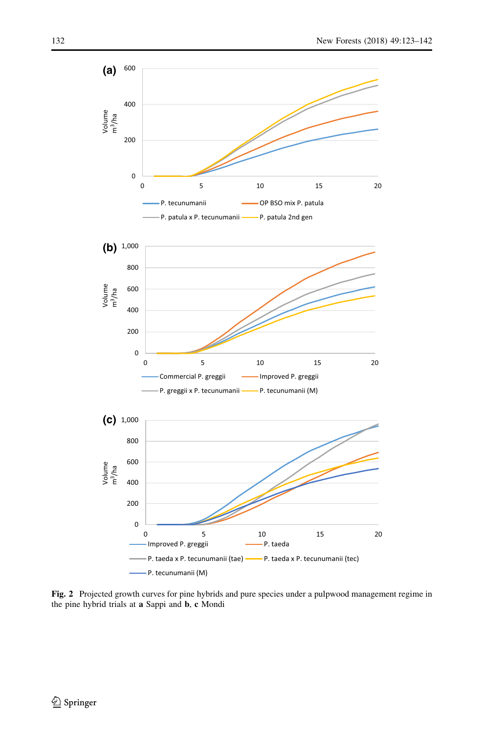**Fig. 2** Projected growth curves for pine hybrids and pure species under a pulpwood management regime in the pine hybrid trials at **a** Sappi and **b**, **c** Mondi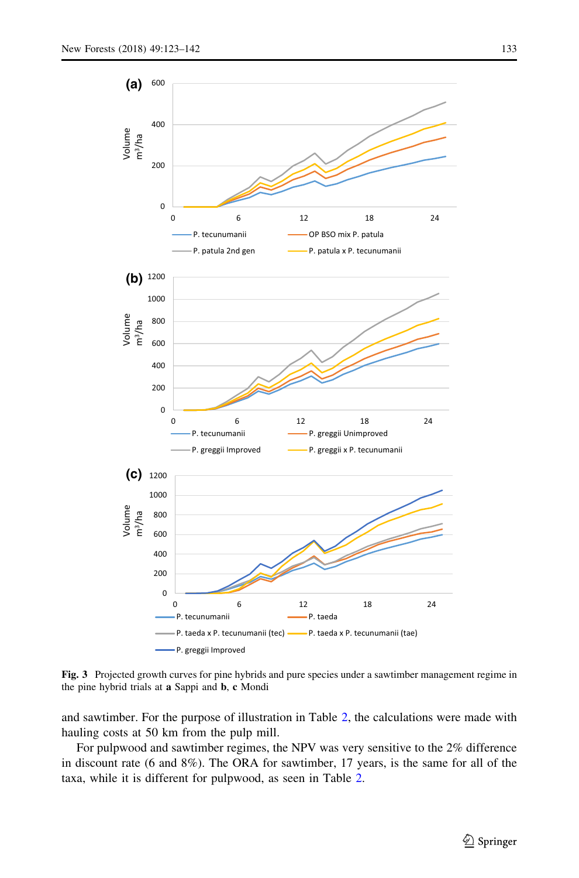**Fig. 3** Projected growth curves for pine hybrids and pure species under a sawtimber management regime in the pine hybrid trials at **a** Sappi and **b**, **c** Mondi

and sawtimber. For the purpose of illustration in Table 2, the calculations were made with hauling costs at 50 km from the pulp mill.

For pulpwood and sawtimber regimes, the NPV was very sensitive to the 2% difference in discount rate (6 and 8%). The ORA for sawtimber, 17 years, is the same for all of the taxa, while it is different for pulpwood, as seen in Table 2.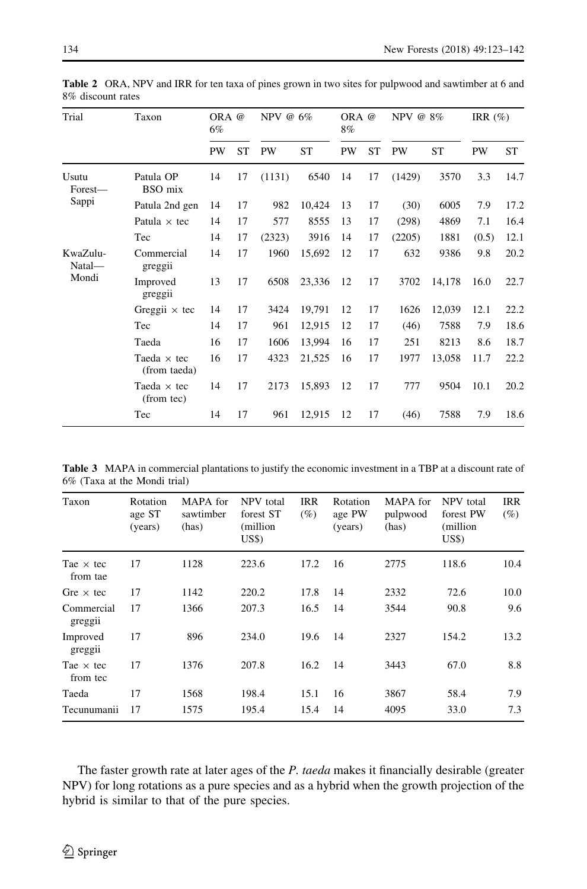**Table 2** ORA, NPV and IRR for ten taxa of pines grown in two sites for pulpwood and sawtimber at 6 and 8% discount rates

| Trial | Taxon | ORA @ 6% | | NPV @ 6% | | ORA @ 8% | | NPV @ 8% | | IRR (%) | |
|---|---|---|---|---|---|---|---|---|---|---|---|
| | | PW | ST | PW | ST | PW | ST | PW | ST | PW | ST |
| Usutu Forest—Sappi | Patula OP BSO mix | 14 | 17 | (1131) | 6540 | 14 | 17 | (1429) | 3570 | 3.3 | 14.7 |
| | Patula 2nd gen | 14 | 17 | 982 | 10,424 | 13 | 17 | (30) | 6005 | 7.9 | 17.2 |
| | Patula × tec | 14 | 17 | 577 | 8555 | 13 | 17 | (298) | 4869 | 7.1 | 16.4 |
| | Tec | 14 | 17 | (2323) | 3916 | 14 | 17 | (2205) | 1881 | (0.5) | 12.1 |
| KwaZulu-Natal—Mondi | Commercial greggii | 14 | 17 | 1960 | 15,692 | 12 | 17 | 632 | 9386 | 9.8 | 20.2 |
| | Improved greggii | 13 | 17 | 6508 | 23,336 | 12 | 17 | 3702 | 14,178 | 16.0 | 22.7 |
| | Greggii × tec | 14 | 17 | 3424 | 19,791 | 12 | 17 | 1626 | 12,039 | 12.1 | 22.2 |
| | Tec | 14 | 17 | 961 | 12,915 | 12 | 17 | (46) | 7588 | 7.9 | 18.6 |
| | Taeda | 16 | 17 | 1606 | 13,994 | 16 | 17 | 251 | 8213 | 8.6 | 18.7 |
| | Taeda × tec (from taeda) | 16 | 17 | 4323 | 21,525 | 16 | 17 | 1977 | 13,058 | 11.7 | 22.2 |
| | Taeda × tec (from tec) | 14 | 17 | 2173 | 15,893 | 12 | 17 | 777 | 9504 | 10.1 | 20.2 |
| | Tec | 14 | 17 | 961 | 12,915 | 12 | 17 | (46) | 7588 | 7.9 | 18.6 |

**Table 3** MAPA in commercial plantations to justify the economic investment in a TBP at a discount rate of 6% (Taxa at the Mondi trial)

| Taxon | Rotation age ST (years) | MAPA for sawtimber (has) | NPV total forest ST (million US$) | IRR (%) | Rotation age PW (years) | MAPA for pulpwood (has) | NPV total forest PW (million US$) | IRR (%) |
|---|---|---|---|---|---|---|---|---|
| Tae × tec from tae | 17 | 1128 | 223.6 | 17.2 | 16 | 2775 | 118.6 | 10.4 |
| Gre × tec | 17 | 1142 | 220.2 | 17.8 | 14 | 2332 | 72.6 | 10.0 |
| Commercial greggii | 17 | 1366 | 207.3 | 16.5 | 14 | 3544 | 90.8 | 9.6 |
| Improved greggii | 17 | 896 | 234.0 | 19.6 | 14 | 2327 | 154.2 | 13.2 |
| Tae × tec from tec | 17 | 1376 | 207.8 | 16.2 | 14 | 3443 | 67.0 | 8.8 |
| Taeda | 17 | 1568 | 198.4 | 15.1 | 16 | 3867 | 58.4 | 7.9 |
| Tecunumanii | 17 | 1575 | 195.4 | 15.4 | 14 | 4095 | 33.0 | 7.3 |

The faster growth rate at later ages of the *P. taeda* makes it financially desirable (greater NPV) for long rotations as a pure species and as a hybrid when the growth projection of the hybrid is similar to that of the pure species.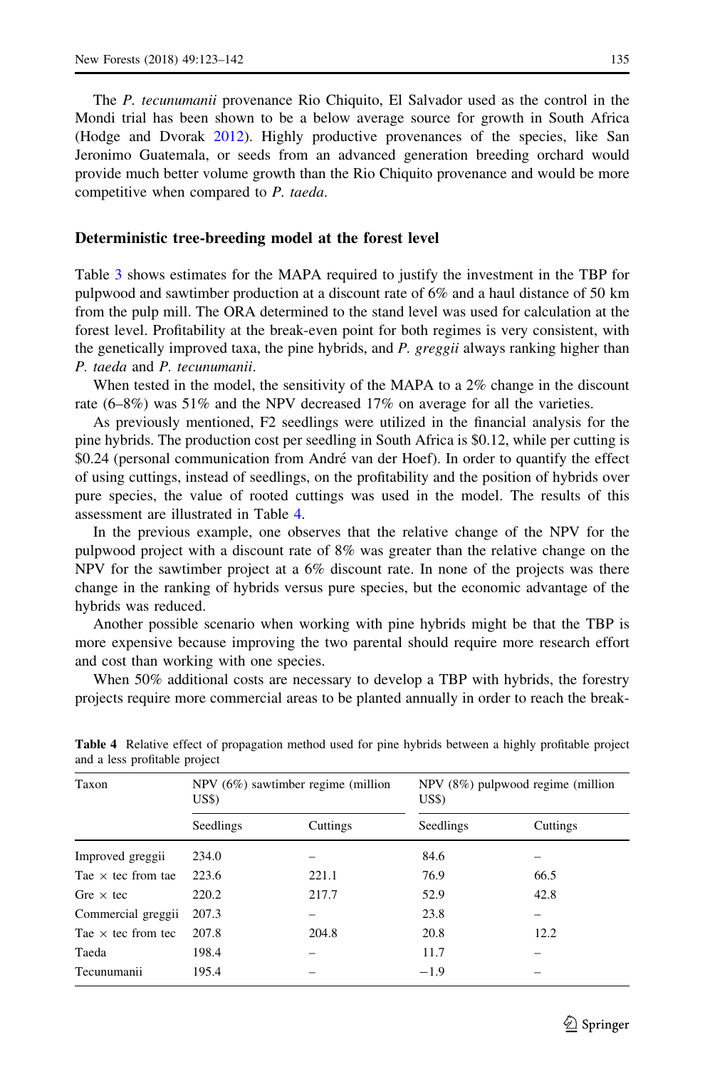The *P. tecunumanii* provenance Rio Chiquito, El Salvador used as the control in the Mondi trial has been shown to be a below average source for growth in South Africa (Hodge and Dvorak 2012). Highly productive provenances of the species, like San Jeronimo Guatemala, or seeds from an advanced generation breeding orchard would provide much better volume growth than the Rio Chiquito provenance and would be more competitive when compared to *P. taeda*.

## Deterministic tree-breeding model at the forest level

Table 3 shows estimates for the MAPA required to justify the investment in the TBP for pulpwood and sawtimber production at a discount rate of 6% and a haul distance of 50 km from the pulp mill. The ORA determined to the stand level was used for calculation at the forest level. Profitability at the break-even point for both regimes is very consistent, with the genetically improved taxa, the pine hybrids, and *P. greggii* always ranking higher than *P. taeda* and *P. tecunumanii*.

When tested in the model, the sensitivity of the MAPA to a 2% change in the discount rate (6–8%) was 51% and the NPV decreased 17% on average for all the varieties.

As previously mentioned, F2 seedlings were utilized in the financial analysis for the pine hybrids. The production cost per seedling in South Africa is \$0.12, while per cutting is \$0.24 (personal communication from André van der Hoef). In order to quantify the effect of using cuttings, instead of seedlings, on the profitability and the position of hybrids over pure species, the value of rooted cuttings was used in the model. The results of this assessment are illustrated in Table 4.

In the previous example, one observes that the relative change of the NPV for the pulpwood project with a discount rate of 8% was greater than the relative change on the NPV for the sawtimber project at a 6% discount rate. In none of the projects was there change in the ranking of hybrids versus pure species, but the economic advantage of the hybrids was reduced.

Another possible scenario when working with pine hybrids might be that the TBP is more expensive because improving the two parental should require more research effort and cost than working with one species.

When 50% additional costs are necessary to develop a TBP with hybrids, the forestry projects require more commercial areas to be planted annually in order to reach the break-

**Table 4** Relative effect of propagation method used for pine hybrids between a highly profitable project and a less profitable project

| Taxon | NPV (6%) sawtimber regime (million US\$) | | NPV (8%) pulpwood regime (million US\$) | |
|---|---|---|---|---|
| | Seedlings | Cuttings | Seedlings | Cuttings |
| Improved greggii | 234.0 | – | 84.6 | – |
| Tae × tec from tae | 223.6 | 221.1 | 76.9 | 66.5 |
| Gre × tec | 220.2 | 217.7 | 52.9 | 42.8 |
| Commercial greggii | 207.3 | – | 23.8 | – |
| Tae × tec from tec | 207.8 | 204.8 | 20.8 | 12.2 |
| Taeda | 198.4 | – | 11.7 | – |
| Tecunumanii | 195.4 | – | −1.9 | – |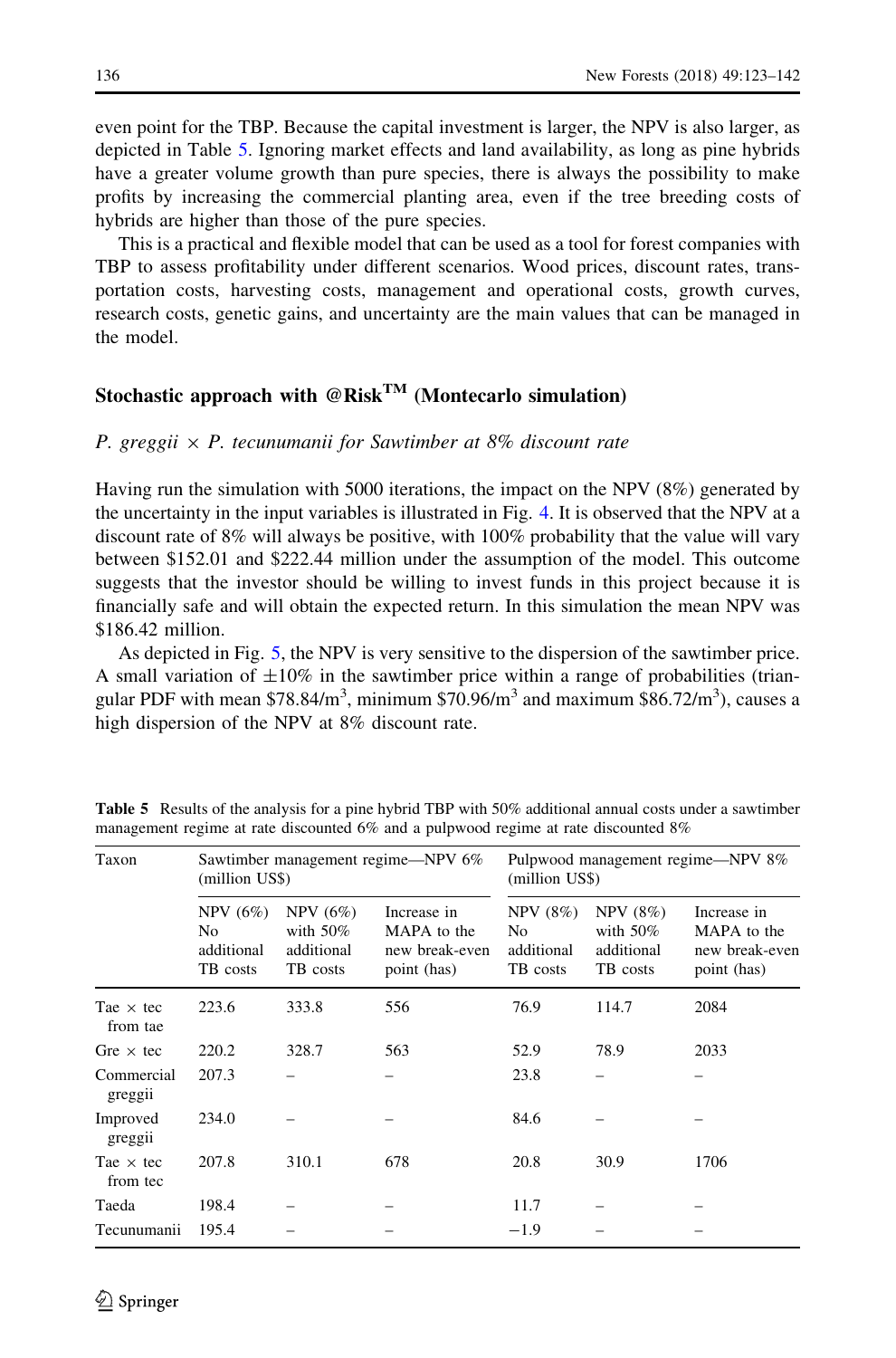even point for the TBP. Because the capital investment is larger, the NPV is also larger, as depicted in Table 5. Ignoring market effects and land availability, as long as pine hybrids have a greater volume growth than pure species, there is always the possibility to make profits by increasing the commercial planting area, even if the tree breeding costs of hybrids are higher than those of the pure species.

This is a practical and flexible model that can be used as a tool for forest companies with TBP to assess profitability under different scenarios. Wood prices, discount rates, transportation costs, harvesting costs, management and operational costs, growth curves, research costs, genetic gains, and uncertainty are the main values that can be managed in the model.

## Stochastic approach with @Risk™ (Montecarlo simulation)

### *P. greggii × P. tecunumanii for Sawtimber at 8% discount rate*

Having run the simulation with 5000 iterations, the impact on the NPV (8%) generated by the uncertainty in the input variables is illustrated in Fig. 4. It is observed that the NPV at a discount rate of 8% will always be positive, with 100% probability that the value will vary between \$152.01 and \$222.44 million under the assumption of the model. This outcome suggests that the investor should be willing to invest funds in this project because it is financially safe and will obtain the expected return. In this simulation the mean NPV was \$186.42 million.

As depicted in Fig. 5, the NPV is very sensitive to the dispersion of the sawtimber price. A small variation of ±10% in the sawtimber price within a range of probabilities (triangular PDF with mean \$78.84/m$^3$, minimum \$70.96/m$^3$ and maximum \$86.72/m$^3$), causes a high dispersion of the NPV at 8% discount rate.

**Table 5** Results of the analysis for a pine hybrid TBP with 50% additional annual costs under a sawtimber management regime at rate discounted 6% and a pulpwood regime at rate discounted 8%

| Taxon | Sawtimber management regime—NPV 6% (million US\$) | | | Pulpwood management regime—NPV 8% (million US\$) | | |
|---|---|---|---|---|---|---|
| | NPV (6%) No additional TB costs | NPV (6%) with 50% additional TB costs | Increase in MAPA to the new break-even point (has) | NPV (8%) No additional TB costs | NPV (8%) with 50% additional TB costs | Increase in MAPA to the new break-even point (has) |
| Tae × tec from tae | 223.6 | 333.8 | 556 | 76.9 | 114.7 | 2084 |
| Gre × tec | 220.2 | 328.7 | 563 | 52.9 | 78.9 | 2033 |
| Commercial greggii | 207.3 | – | – | 23.8 | – | – |
| Improved greggii | 234.0 | – | – | 84.6 | – | – |
| Tae × tec from tec | 207.8 | 310.1 | 678 | 20.8 | 30.9 | 1706 |
| Taeda | 198.4 | – | – | 11.7 | – | – |
| Tecunumanii | 195.4 | – | – | −1.9 | – | – |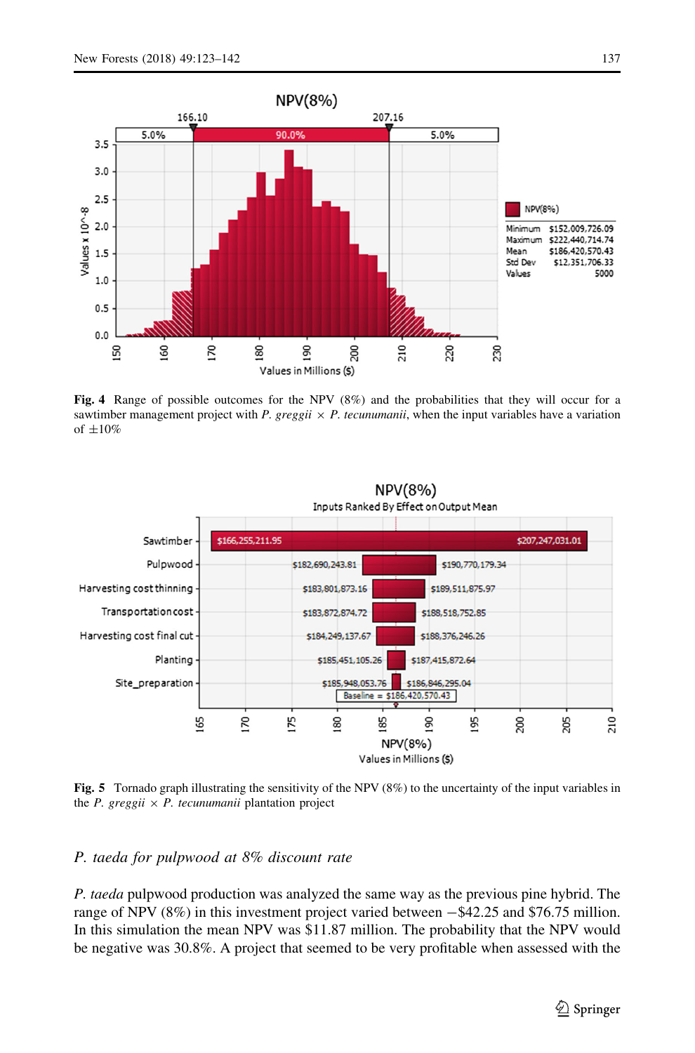**Fig. 4** Range of possible outcomes for the NPV (8%) and the probabilities that they will occur for a sawtimber management project with *P. greggii* × *P. tecunumanii*, when the input variables have a variation of ±10%

**Fig. 5** Tornado graph illustrating the sensitivity of the NPV (8%) to the uncertainty of the input variables in the *P. greggii* × *P. tecunumanii* plantation project

### *P. taeda* for pulpwood at 8% discount rate

*P. taeda* pulpwood production was analyzed the same way as the previous pine hybrid. The range of NPV (8%) in this investment project varied between −$42.25 and $76.75 million. In this simulation the mean NPV was $11.87 million. The probability that the NPV would be negative was 30.8%. A project that seemed to be very profitable when assessed with the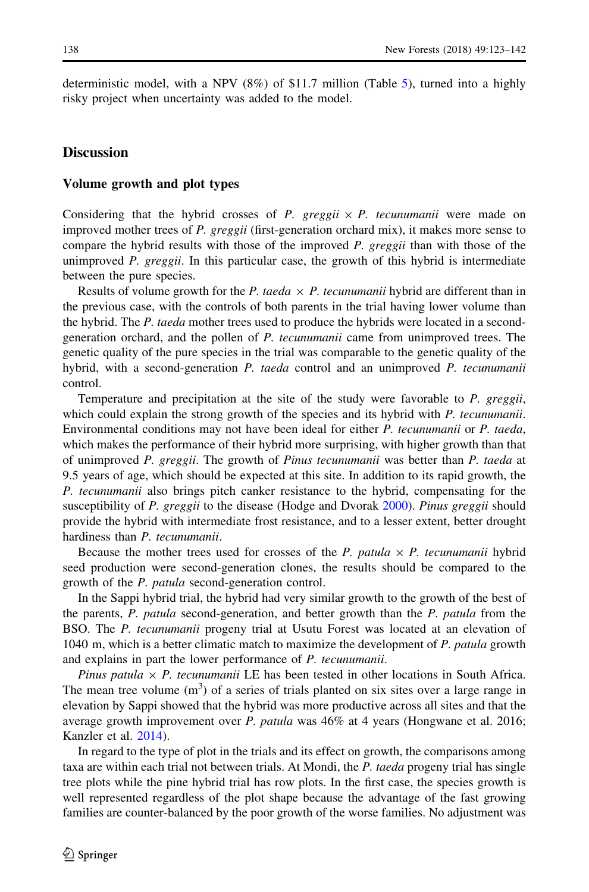deterministic model, with a NPV (8%) of $11.7 million (Table 5), turned into a highly risky project when uncertainty was added to the model.

## Discussion

### Volume growth and plot types

Considering that the hybrid crosses of *P. greggii* × *P. tecunumanii* were made on improved mother trees of *P. greggii* (first-generation orchard mix), it makes more sense to compare the hybrid results with those of the improved *P. greggii* than with those of the unimproved *P. greggii*. In this particular case, the growth of this hybrid is intermediate between the pure species.

Results of volume growth for the *P. taeda* × *P. tecunumanii* hybrid are different than in the previous case, with the controls of both parents in the trial having lower volume than the hybrid. The *P. taeda* mother trees used to produce the hybrids were located in a second-generation orchard, and the pollen of *P. tecunumanii* came from unimproved trees. The genetic quality of the pure species in the trial was comparable to the genetic quality of the hybrid, with a second-generation *P. taeda* control and an unimproved *P. tecunumanii* control.

Temperature and precipitation at the site of the study were favorable to *P. greggii*, which could explain the strong growth of the species and its hybrid with *P. tecunumanii*. Environmental conditions may not have been ideal for either *P. tecunumanii* or *P. taeda*, which makes the performance of their hybrid more surprising, with higher growth than that of unimproved *P. greggii*. The growth of *Pinus tecunumanii* was better than *P. taeda* at 9.5 years of age, which should be expected at this site. In addition to its rapid growth, the *P. tecunumanii* also brings pitch canker resistance to the hybrid, compensating for the susceptibility of *P. greggii* to the disease (Hodge and Dvorak 2000). *Pinus greggii* should provide the hybrid with intermediate frost resistance, and to a lesser extent, better drought hardiness than *P. tecunumanii*.

Because the mother trees used for crosses of the *P. patula* × *P. tecunumanii* hybrid seed production were second-generation clones, the results should be compared to the growth of the *P. patula* second-generation control.

In the Sappi hybrid trial, the hybrid had very similar growth to the growth of the best of the parents, *P. patula* second-generation, and better growth than the *P. patula* from the BSO. The *P. tecunumanii* progeny trial at Usutu Forest was located at an elevation of 1040 m, which is a better climatic match to maximize the development of *P. patula* growth and explains in part the lower performance of *P. tecunumanii*.

*Pinus patula* × *P. tecunumanii* LE has been tested in other locations in South Africa. The mean tree volume ($m^3$) of a series of trials planted on six sites over a large range in elevation by Sappi showed that the hybrid was more productive across all sites and that the average growth improvement over *P. patula* was 46% at 4 years (Hongwane et al. 2016; Kanzler et al. 2014).

In regard to the type of plot in the trials and its effect on growth, the comparisons among taxa are within each trial not between trials. At Mondi, the *P. taeda* progeny trial has single tree plots while the pine hybrid trial has row plots. In the first case, the species growth is well represented regardless of the plot shape because the advantage of the fast growing families are counter-balanced by the poor growth of the worse families. No adjustment was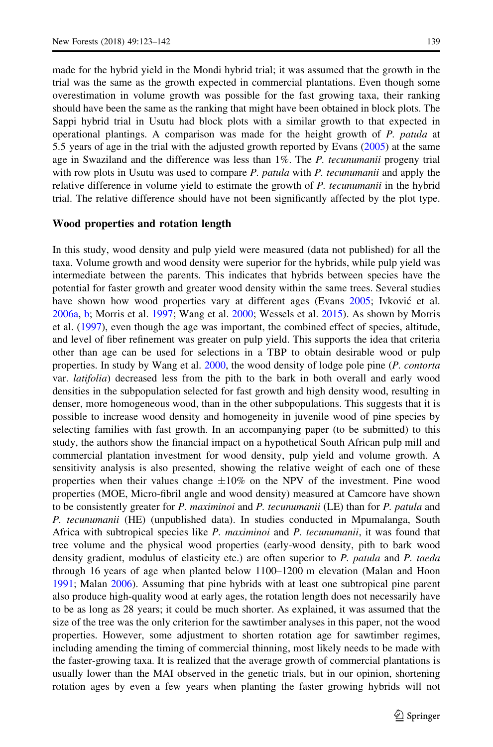made for the hybrid yield in the Mondi hybrid trial; it was assumed that the growth in the trial was the same as the growth expected in commercial plantations. Even though some overestimation in volume growth was possible for the fast growing taxa, their ranking should have been the same as the ranking that might have been obtained in block plots. The Sappi hybrid trial in Usutu had block plots with a similar growth to that expected in operational plantings. A comparison was made for the height growth of *P. patula* at 5.5 years of age in the trial with the adjusted growth reported by Evans (2005) at the same age in Swaziland and the difference was less than 1%. The *P. tecunumanii* progeny trial with row plots in Usutu was used to compare *P. patula* with *P. tecunumanii* and apply the relative difference in volume yield to estimate the growth of *P. tecunumanii* in the hybrid trial. The relative difference should have not been significantly affected by the plot type.

### Wood properties and rotation length

In this study, wood density and pulp yield were measured (data not published) for all the taxa. Volume growth and wood density were superior for the hybrids, while pulp yield was intermediate between the parents. This indicates that hybrids between species have the potential for faster growth and greater wood density within the same trees. Several studies have shown how wood properties vary at different ages (Evans 2005; Ivković et al. 2006a, b; Morris et al. 1997; Wang et al. 2000; Wessels et al. 2015). As shown by Morris et al. (1997), even though the age was important, the combined effect of species, altitude, and level of fiber refinement was greater on pulp yield. This supports the idea that criteria other than age can be used for selections in a TBP to obtain desirable wood or pulp properties. In study by Wang et al. 2000, the wood density of lodge pole pine (*P. contorta* var. *latifolia*) decreased less from the pith to the bark in both overall and early wood densities in the subpopulation selected for fast growth and high density wood, resulting in denser, more homogeneous wood, than in the other subpopulations. This suggests that it is possible to increase wood density and homogeneity in juvenile wood of pine species by selecting families with fast growth. In an accompanying paper (to be submitted) to this study, the authors show the financial impact on a hypothetical South African pulp mill and commercial plantation investment for wood density, pulp yield and volume growth. A sensitivity analysis is also presented, showing the relative weight of each one of these properties when their values change ±10% on the NPV of the investment. Pine wood properties (MOE, Micro-fibril angle and wood density) measured at Camcore have shown to be consistently greater for *P. maximinoi* and *P. tecunumanii* (LE) than for *P. patula* and *P. tecunumanii* (HE) (unpublished data). In studies conducted in Mpumalanga, South Africa with subtropical species like *P. maximinoi* and *P. tecunumanii*, it was found that tree volume and the physical wood properties (early-wood density, pith to bark wood density gradient, modulus of elasticity etc.) are often superior to *P. patula* and *P. taeda* through 16 years of age when planted below 1100–1200 m elevation (Malan and Hoon 1991; Malan 2006). Assuming that pine hybrids with at least one subtropical pine parent also produce high-quality wood at early ages, the rotation length does not necessarily have to be as long as 28 years; it could be much shorter. As explained, it was assumed that the size of the tree was the only criterion for the sawtimber analyses in this paper, not the wood properties. However, some adjustment to shorten rotation age for sawtimber regimes, including amending the timing of commercial thinning, most likely needs to be made with the faster-growing taxa. It is realized that the average growth of commercial plantations is usually lower than the MAI observed in the genetic trials, but in our opinion, shortening rotation ages by even a few years when planting the faster growing hybrids will not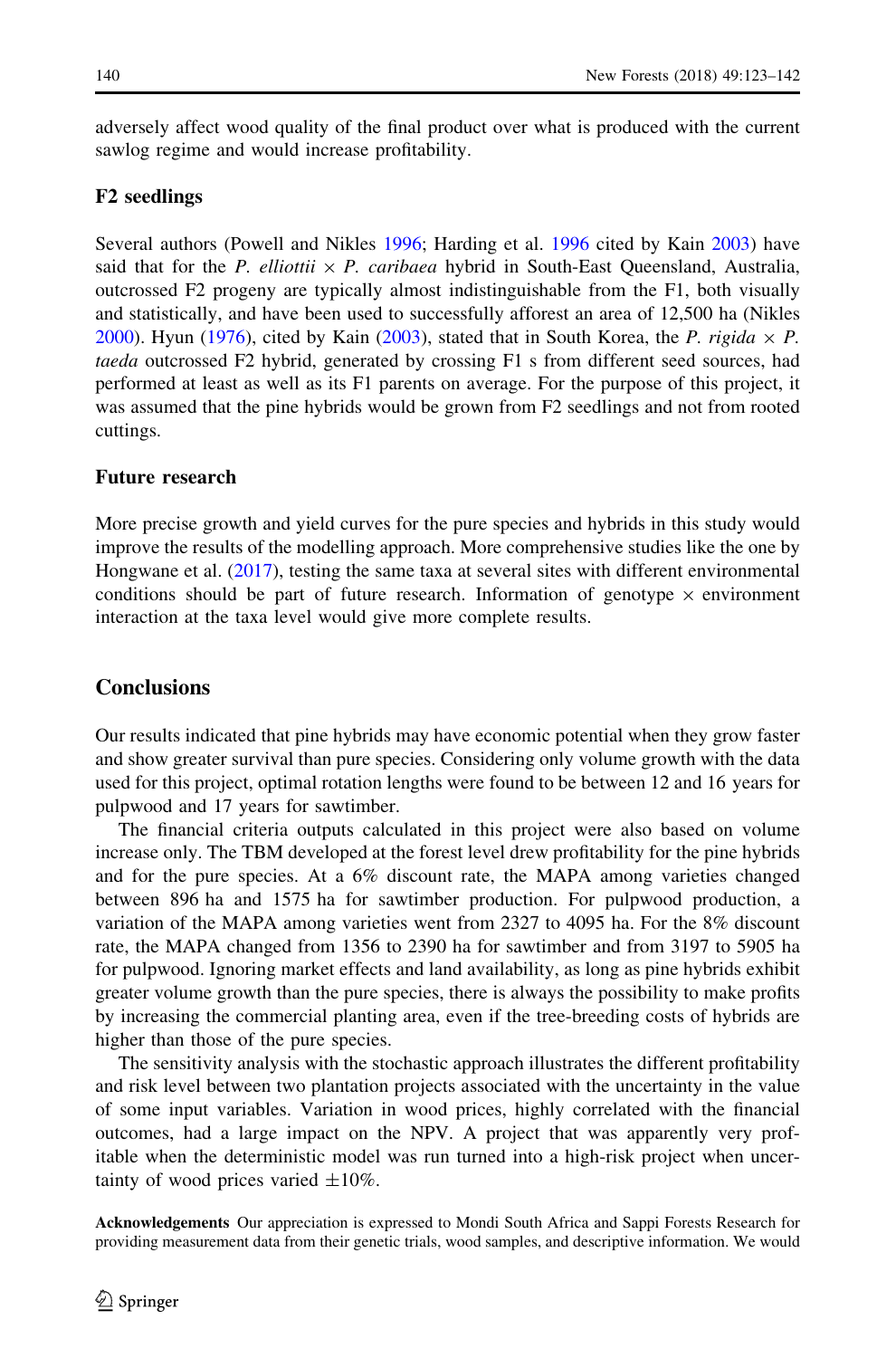adversely affect wood quality of the final product over what is produced with the current sawlog regime and would increase profitability.

### F2 seedlings

Several authors (Powell and Nikles 1996; Harding et al. 1996 cited by Kain 2003) have said that for the *P. elliottii* × *P. caribaea* hybrid in South-East Queensland, Australia, outcrossed F2 progeny are typically almost indistinguishable from the F1, both visually and statistically, and have been used to successfully afforest an area of 12,500 ha (Nikles 2000). Hyun (1976), cited by Kain (2003), stated that in South Korea, the *P. rigida* × *P. taeda* outcrossed F2 hybrid, generated by crossing F1 s from different seed sources, had performed at least as well as its F1 parents on average. For the purpose of this project, it was assumed that the pine hybrids would be grown from F2 seedlings and not from rooted cuttings.

### Future research

More precise growth and yield curves for the pure species and hybrids in this study would improve the results of the modelling approach. More comprehensive studies like the one by Hongwane et al. (2017), testing the same taxa at several sites with different environmental conditions should be part of future research. Information of genotype × environment interaction at the taxa level would give more complete results.

## Conclusions

Our results indicated that pine hybrids may have economic potential when they grow faster and show greater survival than pure species. Considering only volume growth with the data used for this project, optimal rotation lengths were found to be between 12 and 16 years for pulpwood and 17 years for sawtimber.

The financial criteria outputs calculated in this project were also based on volume increase only. The TBM developed at the forest level drew profitability for the pine hybrids and for the pure species. At a 6% discount rate, the MAPA among varieties changed between 896 ha and 1575 ha for sawtimber production. For pulpwood production, a variation of the MAPA among varieties went from 2327 to 4095 ha. For the 8% discount rate, the MAPA changed from 1356 to 2390 ha for sawtimber and from 3197 to 5905 ha for pulpwood. Ignoring market effects and land availability, as long as pine hybrids exhibit greater volume growth than the pure species, there is always the possibility to make profits by increasing the commercial planting area, even if the tree-breeding costs of hybrids are higher than those of the pure species.

The sensitivity analysis with the stochastic approach illustrates the different profitability and risk level between two plantation projects associated with the uncertainty in the value of some input variables. Variation in wood prices, highly correlated with the financial outcomes, had a large impact on the NPV. A project that was apparently very profitable when the deterministic model was run turned into a high-risk project when uncertainty of wood prices varied ±10%.

**Acknowledgements** Our appreciation is expressed to Mondi South Africa and Sappi Forests Research for providing measurement data from their genetic trials, wood samples, and descriptive information. We would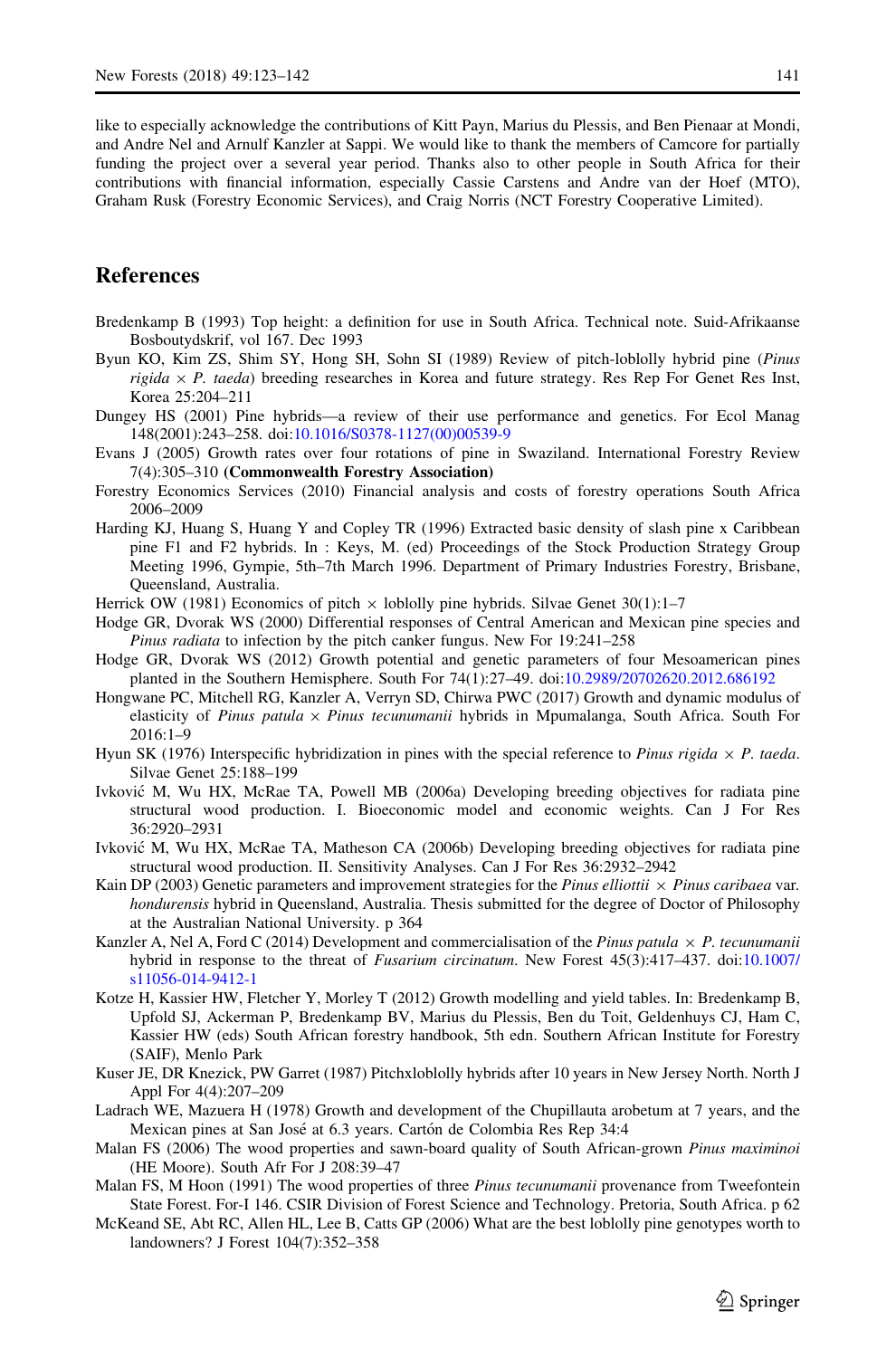like to especially acknowledge the contributions of Kitt Payn, Marius du Plessis, and Ben Pienaar at Mondi, and Andre Nel and Arnulf Kanzler at Sappi. We would like to thank the members of Camcore for partially funding the project over a several year period. Thanks also to other people in South Africa for their contributions with financial information, especially Cassie Carstens and Andre van der Hoef (MTO), Graham Rusk (Forestry Economic Services), and Craig Norris (NCT Forestry Cooperative Limited).

## References

Bredenkamp B (1993) Top height: a definition for use in South Africa. Technical note. Suid-Afrikaanse Bosboutydskrif, vol 167. Dec 1993

Byun KO, Kim ZS, Shim SY, Hong SH, Sohn SI (1989) Review of pitch-loblolly hybrid pine (*Pinus rigida* × *P. taeda*) breeding researches in Korea and future strategy. Res Rep For Genet Res Inst, Korea 25:204–211

Dungey HS (2001) Pine hybrids—a review of their use performance and genetics. For Ecol Manag 148(2001):243–258. doi:10.1016/S0378-1127(00)00539-9

Evans J (2005) Growth rates over four rotations of pine in Swaziland. International Forestry Review 7(4):305–310 **(Commonwealth Forestry Association)**

Forestry Economics Services (2010) Financial analysis and costs of forestry operations South Africa 2006–2009

Harding KJ, Huang S, Huang Y and Copley TR (1996) Extracted basic density of slash pine x Caribbean pine F1 and F2 hybrids. In : Keys, M. (ed) Proceedings of the Stock Production Strategy Group Meeting 1996, Gympie, 5th–7th March 1996. Department of Primary Industries Forestry, Brisbane, Queensland, Australia.

Herrick OW (1981) Economics of pitch × loblolly pine hybrids. Silvae Genet 30(1):1–7

Hodge GR, Dvorak WS (2000) Differential responses of Central American and Mexican pine species and *Pinus radiata* to infection by the pitch canker fungus. New For 19:241–258

Hodge GR, Dvorak WS (2012) Growth potential and genetic parameters of four Mesoamerican pines planted in the Southern Hemisphere. South For 74(1):27–49. doi:10.2989/20702620.2012.686192

Hongwane PC, Mitchell RG, Kanzler A, Verryn SD, Chirwa PWC (2017) Growth and dynamic modulus of elasticity of *Pinus patula* × *Pinus tecunumanii* hybrids in Mpumalanga, South Africa. South For 2016:1–9

Hyun SK (1976) Interspecific hybridization in pines with the special reference to *Pinus rigida* × *P. taeda*. Silvae Genet 25:188–199

Ivković M, Wu HX, McRae TA, Powell MB (2006a) Developing breeding objectives for radiata pine structural wood production. I. Bioeconomic model and economic weights. Can J For Res 36:2920–2931

Ivković M, Wu HX, McRae TA, Matheson CA (2006b) Developing breeding objectives for radiata pine structural wood production. II. Sensitivity Analyses. Can J For Res 36:2932–2942

Kain DP (2003) Genetic parameters and improvement strategies for the *Pinus elliottii* × *Pinus caribaea* var. *hondurensis* hybrid in Queensland, Australia. Thesis submitted for the degree of Doctor of Philosophy at the Australian National University. p 364

Kanzler A, Nel A, Ford C (2014) Development and commercialisation of the *Pinus patula* × *P. tecunumanii* hybrid in response to the threat of *Fusarium circinatum*. New Forest 45(3):417–437. doi:10.1007/s11056-014-9412-1

Kotze H, Kassier HW, Fletcher Y, Morley T (2012) Growth modelling and yield tables. In: Bredenkamp B, Upfold SJ, Ackerman P, Bredenkamp BV, Marius du Plessis, Ben du Toit, Geldenhuys CJ, Ham C, Kassier HW (eds) South African forestry handbook, 5th edn. Southern African Institute for Forestry (SAIF), Menlo Park

Kuser JE, DR Knezick, PW Garret (1987) Pitchxloblolly hybrids after 10 years in New Jersey North. North J Appl For 4(4):207–209

Ladrach WE, Mazuera H (1978) Growth and development of the Chupillauta arobetum at 7 years, and the Mexican pines at San José at 6.3 years. Cartón de Colombia Res Rep 34:4

Malan FS (2006) The wood properties and sawn-board quality of South African-grown *Pinus maximinoi* (HE Moore). South Afr For J 208:39–47

Malan FS, M Hoon (1991) The wood properties of three *Pinus tecunumanii* provenance from Tweefontein State Forest. For-I 146. CSIR Division of Forest Science and Technology. Pretoria, South Africa. p 62

McKeand SE, Abt RC, Allen HL, Lee B, Catts GP (2006) What are the best loblolly pine genotypes worth to landowners? J Forest 104(7):352–358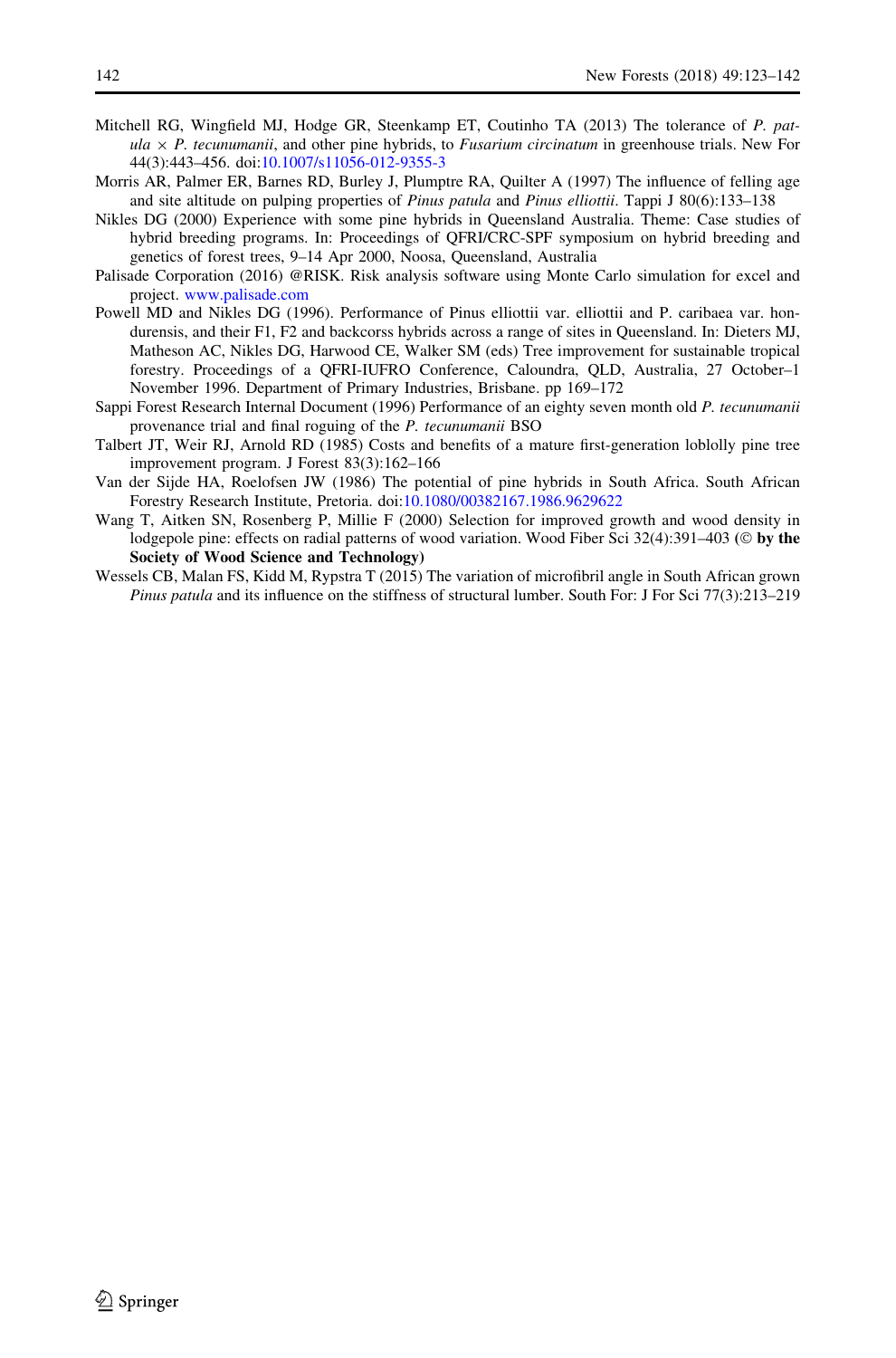Mitchell RG, Wingfield MJ, Hodge GR, Steenkamp ET, Coutinho TA (2013) The tolerance of *P. patula* × *P. tecunumanii*, and other pine hybrids, to *Fusarium circinatum* in greenhouse trials. New For 44(3):443–456. doi:10.1007/s11056-012-9355-3

Morris AR, Palmer ER, Barnes RD, Burley J, Plumptre RA, Quilter A (1997) The influence of felling age and site altitude on pulping properties of *Pinus patula* and *Pinus elliottii*. Tappi J 80(6):133–138

Nikles DG (2000) Experience with some pine hybrids in Queensland Australia. Theme: Case studies of hybrid breeding programs. In: Proceedings of QFRI/CRC-SPF symposium on hybrid breeding and genetics of forest trees, 9–14 Apr 2000, Noosa, Queensland, Australia

Palisade Corporation (2016) @RISK. Risk analysis software using Monte Carlo simulation for excel and project. www.palisade.com

Powell MD and Nikles DG (1996). Performance of Pinus elliottii var. elliottii and P. caribaea var. hondurensis, and their F1, F2 and backcorss hybrids across a range of sites in Queensland. In: Dieters MJ, Matheson AC, Nikles DG, Harwood CE, Walker SM (eds) Tree improvement for sustainable tropical forestry. Proceedings of a QFRI-IUFRO Conference, Caloundra, QLD, Australia, 27 October–1 November 1996. Department of Primary Industries, Brisbane. pp 169–172

Sappi Forest Research Internal Document (1996) Performance of an eighty seven month old *P. tecunumanii* provenance trial and final roguing of the *P. tecunumanii* BSO

Talbert JT, Weir RJ, Arnold RD (1985) Costs and benefits of a mature first-generation loblolly pine tree improvement program. J Forest 83(3):162–166

Van der Sijde HA, Roelofsen JW (1986) The potential of pine hybrids in South Africa. South African Forestry Research Institute, Pretoria. doi:10.1080/00382167.1986.9629622

Wang T, Aitken SN, Rosenberg P, Millie F (2000) Selection for improved growth and wood density in lodgepole pine: effects on radial patterns of wood variation. Wood Fiber Sci 32(4):391–403 (© **by the Society of Wood Science and Technology)**

Wessels CB, Malan FS, Kidd M, Rypstra T (2015) The variation of microfibril angle in South African grown *Pinus patula* and its influence on the stiffness of structural lumber. South For: J For Sci 77(3):213–219